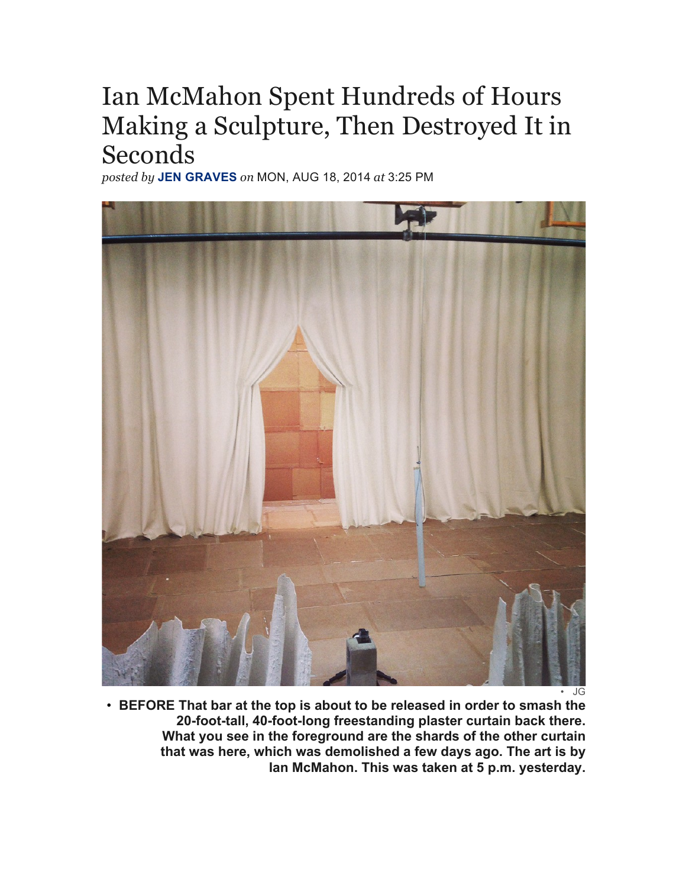# Ian McMahon Spent Hundreds of Hours Making a Sculpture, Then Destroyed It in Seconds

*posted by* **JEN GRAVES** *on* MON, AUG 18, 2014 *at* 3:25 PM

• JG

• **BEFORE That bar at the top is about to be released in order to smash the 20-foot-tall, 40-foot-long freestanding plaster curtain back there. What you see in the foreground are the shards of the other curtain that was here, which was demolished a few days ago. The art is by Ian McMahon. This was taken at 5 p.m. yesterday.**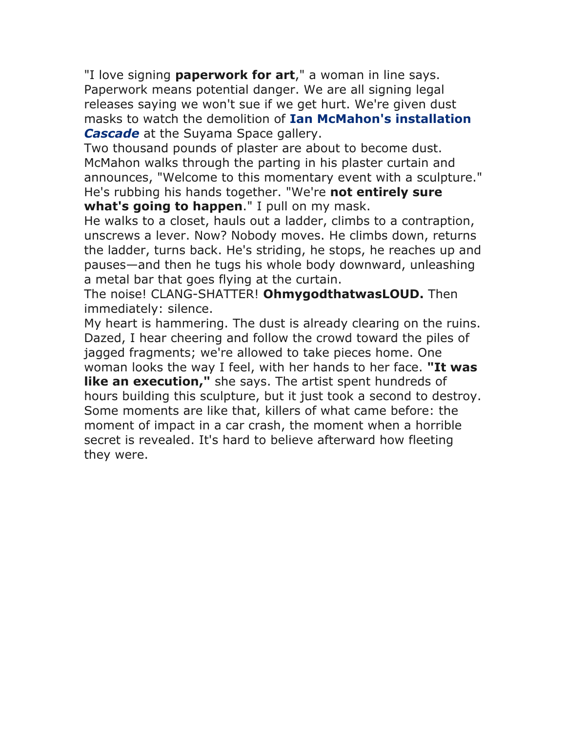"I love signing **paperwork for art**," a woman in line says. Paperwork means potential danger. We are all signing legal releases saying we won't sue if we get hurt. We're given dust masks to watch the demolition of **Ian McMahon's installation *Cascade*** at the Suyama Space gallery.

Two thousand pounds of plaster are about to become dust. McMahon walks through the parting in his plaster curtain and announces, "Welcome to this momentary event with a sculpture." He's rubbing his hands together. "We're **not entirely sure what's going to happen**." I pull on my mask.

He walks to a closet, hauls out a ladder, climbs to a contraption, unscrews a lever. Now? Nobody moves. He climbs down, returns the ladder, turns back. He's striding, he stops, he reaches up and pauses—and then he tugs his whole body downward, unleashing a metal bar that goes flying at the curtain.

The noise! CLANG-SHATTER! **OhmygodthatwasLOUD.** Then immediately: silence.

My heart is hammering. The dust is already clearing on the ruins. Dazed, I hear cheering and follow the crowd toward the piles of jagged fragments; we're allowed to take pieces home. One woman looks the way I feel, with her hands to her face. **"It was like an execution,"** she says. The artist spent hundreds of hours building this sculpture, but it just took a second to destroy. Some moments are like that, killers of what came before: the moment of impact in a car crash, the moment when a horrible secret is revealed. It's hard to believe afterward how fleeting they were.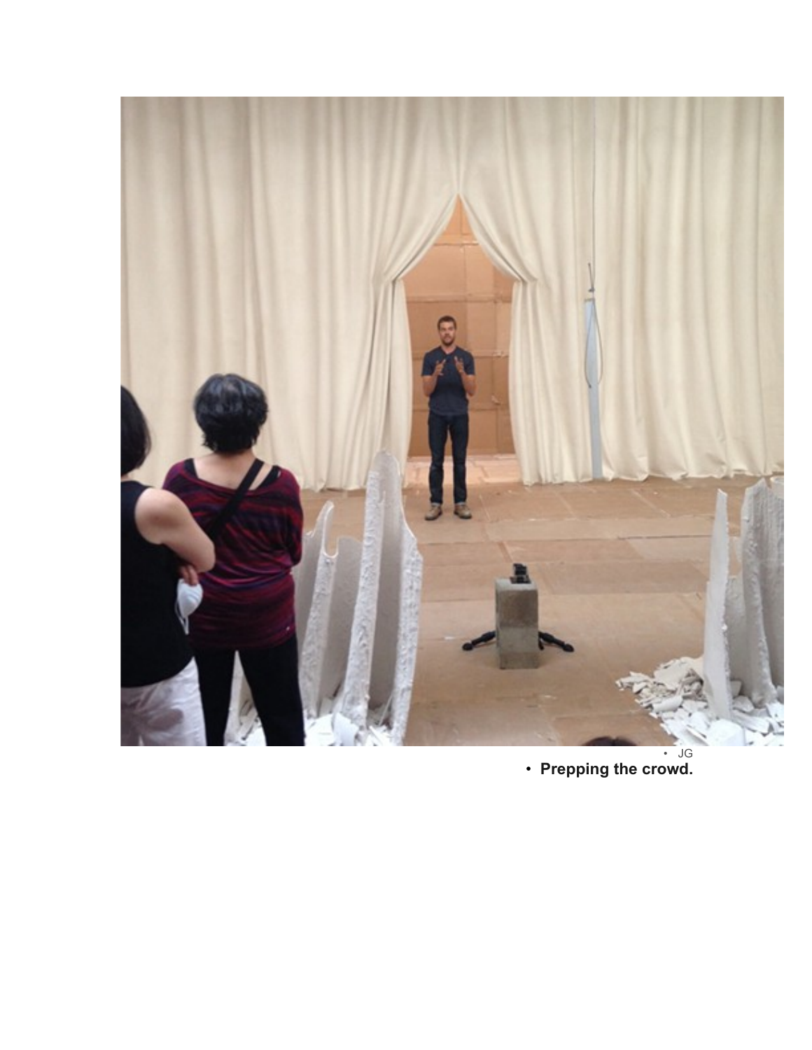- JG
- **Prepping the crowd.**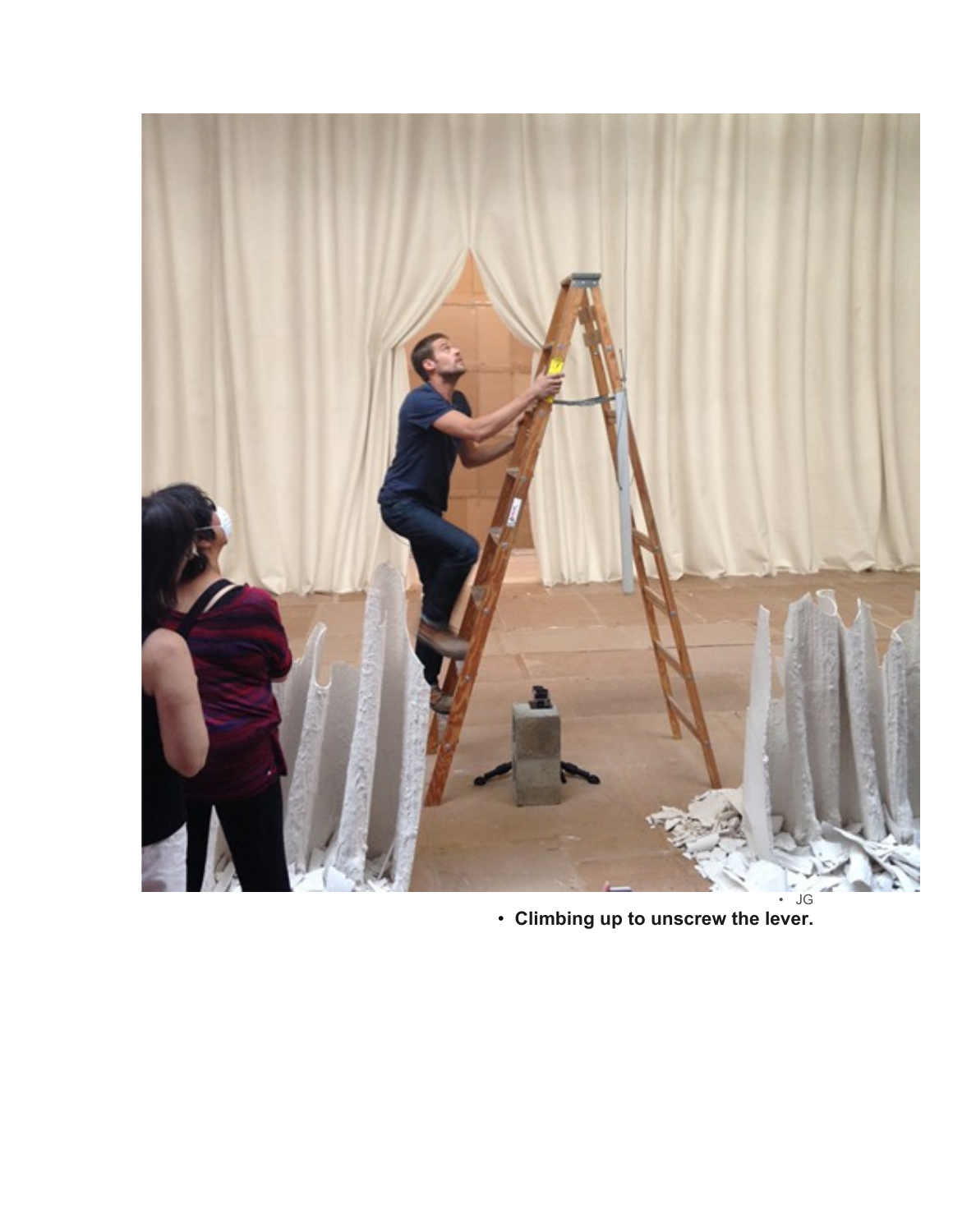- JG

- **Climbing up to unscrew the lever.**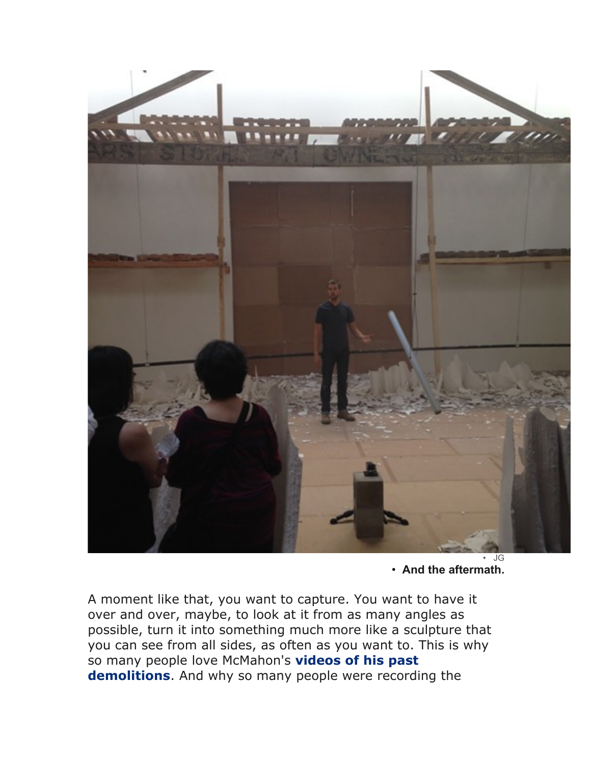• JG

• **And the aftermath.**

A moment like that, you want to capture. You want to have it over and over, maybe, to look at it from as many angles as possible, turn it into something much more like a sculpture that you can see from all sides, as often as you want to. This is why so many people love McMahon's **videos of his past demolitions**. And why so many people were recording the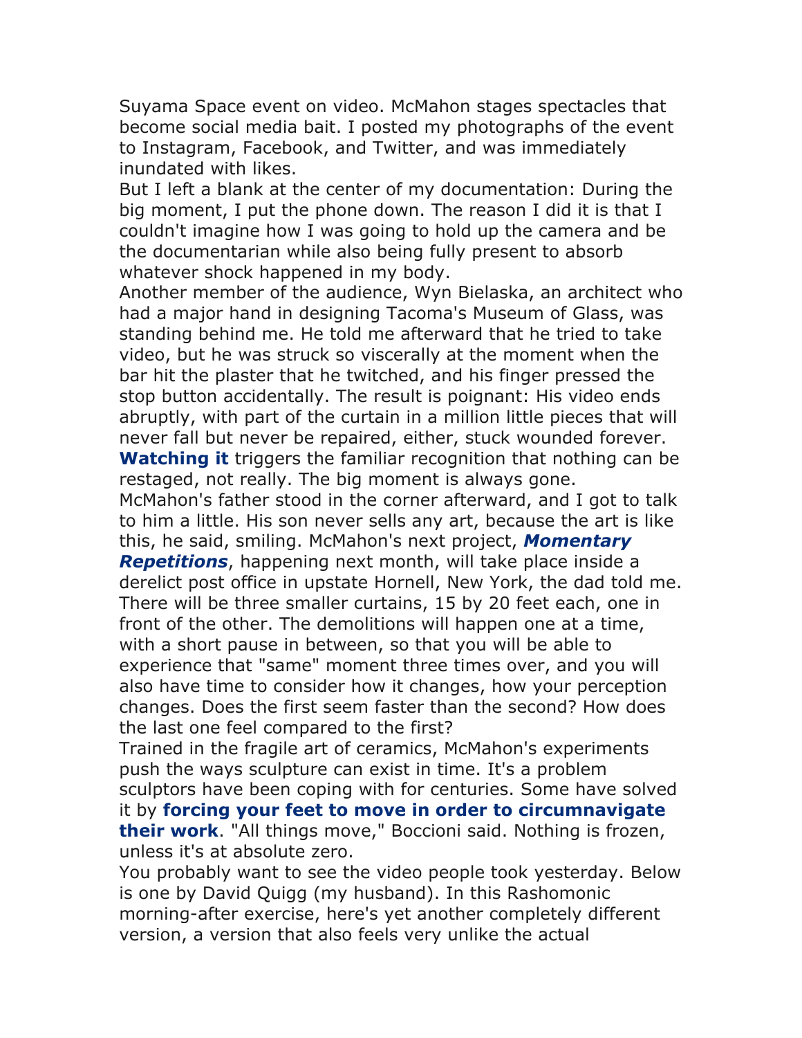Suyama Space event on video. McMahon stages spectacles that become social media bait. I posted my photographs of the event to Instagram, Facebook, and Twitter, and was immediately inundated with likes.

But I left a blank at the center of my documentation: During the big moment, I put the phone down. The reason I did it is that I couldn't imagine how I was going to hold up the camera and be the documentarian while also being fully present to absorb whatever shock happened in my body.

Another member of the audience, Wyn Bielaska, an architect who had a major hand in designing Tacoma's Museum of Glass, was standing behind me. He told me afterward that he tried to take video, but he was struck so viscerally at the moment when the bar hit the plaster that he twitched, and his finger pressed the stop button accidentally. The result is poignant: His video ends abruptly, with part of the curtain in a million little pieces that will never fall but never be repaired, either, stuck wounded forever. **Watching it** triggers the familiar recognition that nothing can be restaged, not really. The big moment is always gone.

McMahon's father stood in the corner afterward, and I got to talk to him a little. His son never sells any art, because the art is like this, he said, smiling. McMahon's next project, ***Momentary Repetitions***, happening next month, will take place inside a derelict post office in upstate Hornell, New York, the dad told me. There will be three smaller curtains, 15 by 20 feet each, one in front of the other. The demolitions will happen one at a time, with a short pause in between, so that you will be able to experience that "same" moment three times over, and you will also have time to consider how it changes, how your perception changes. Does the first seem faster than the second? How does the last one feel compared to the first?

Trained in the fragile art of ceramics, McMahon's experiments push the ways sculpture can exist in time. It's a problem sculptors have been coping with for centuries. Some have solved it by **forcing your feet to move in order to circumnavigate their work**. "All things move," Boccioni said. Nothing is frozen, unless it's at absolute zero.

You probably want to see the video people took yesterday. Below is one by David Quigg (my husband). In this Rashomonic morning-after exercise, here's yet another completely different version, a version that also feels very unlike the actual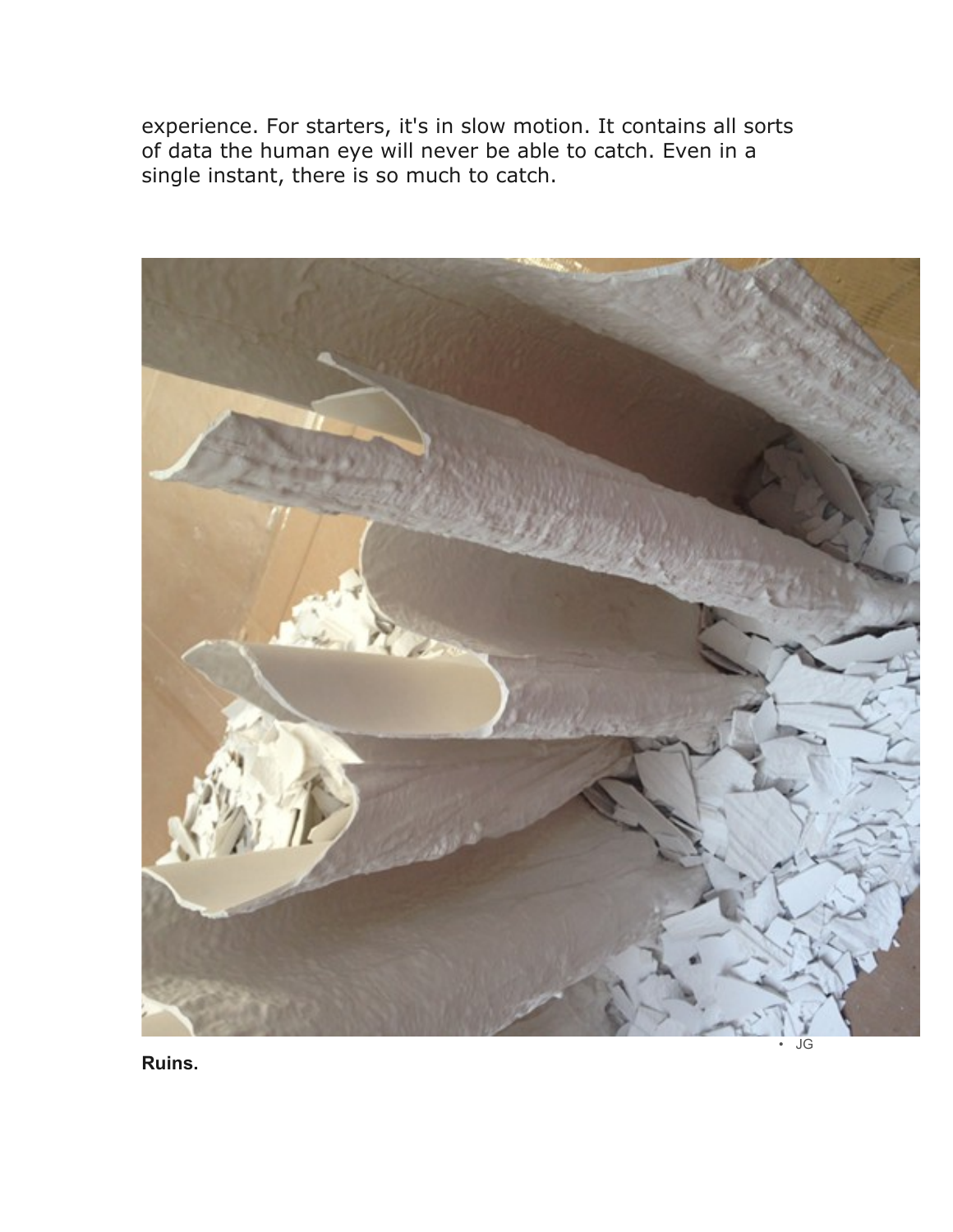experience. For starters, it's in slow motion. It contains all sorts of data the human eye will never be able to catch. Even in a single instant, there is so much to catch.

• JG

**Ruins.**